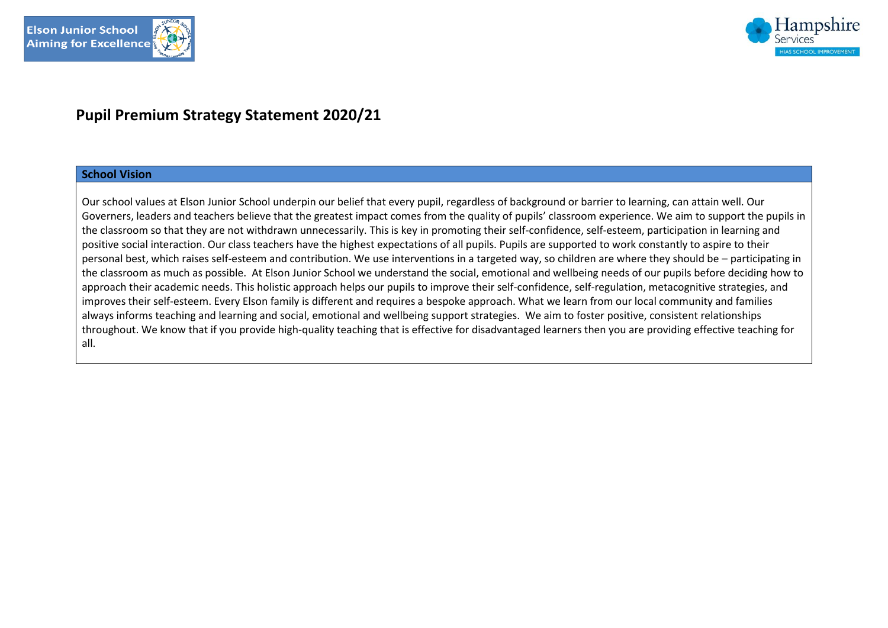Elson Junior School
Aiming for Excellence

Hampshire Services
HIAS SCHOOL IMPROVEMENT

# Pupil Premium Strategy Statement 2020/21

| School Vision |
|---|
| Our school values at Elson Junior School underpin our belief that every pupil, regardless of background or barrier to learning, can attain well. Our Governers, leaders and teachers believe that the greatest impact comes from the quality of pupils' classroom experience. We aim to support the pupils in the classroom so that they are not withdrawn unnecessarily. This is key in promoting their self-confidence, self-esteem, participation in learning and positive social interaction. Our class teachers have the highest expectations of all pupils. Pupils are supported to work constantly to aspire to their personal best, which raises self-esteem and contribution. We use interventions in a targeted way, so children are where they should be – participating in the classroom as much as possible. At Elson Junior School we understand the social, emotional and wellbeing needs of our pupils before deciding how to approach their academic needs. This holistic approach helps our pupils to improve their self-confidence, self-regulation, metacognitive strategies, and improves their self-esteem. Every Elson family is different and requires a bespoke approach. What we learn from our local community and families always informs teaching and learning and social, emotional and wellbeing support strategies. We aim to foster positive, consistent relationships throughout. We know that if you provide high-quality teaching that is effective for disadvantaged learners then you are providing effective teaching for all. |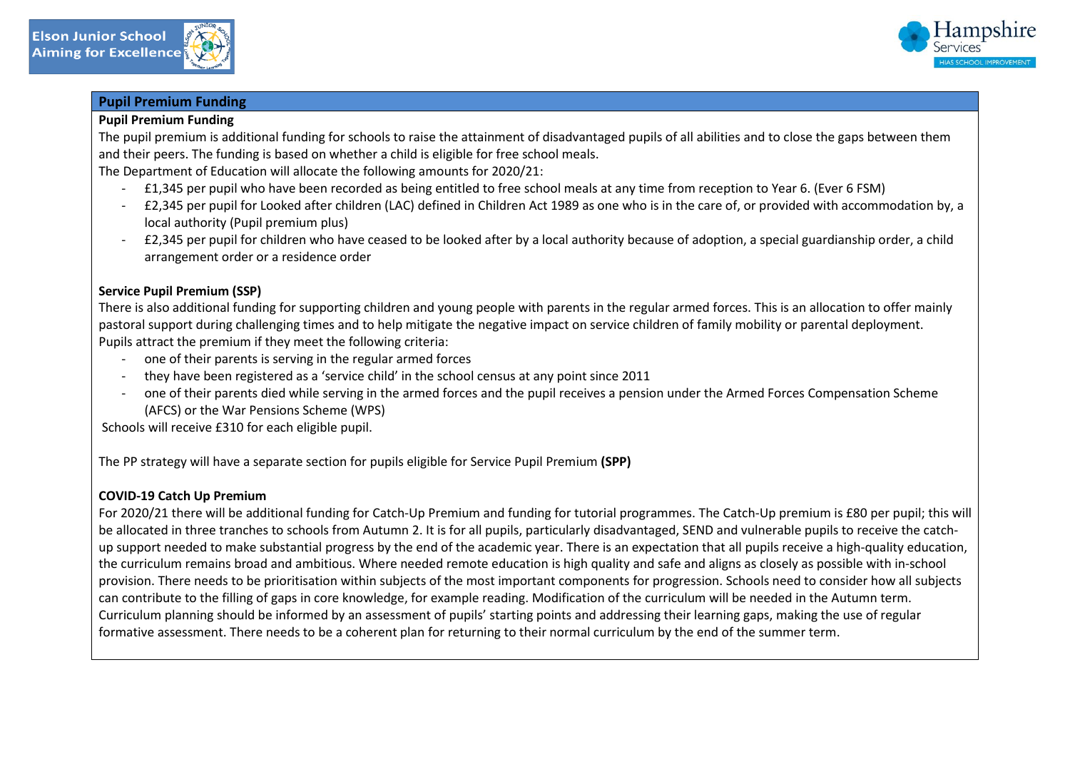## Pupil Premium Funding

**Pupil Premium Funding**

The pupil premium is additional funding for schools to raise the attainment of disadvantaged pupils of all abilities and to close the gaps between them and their peers. The funding is based on whether a child is eligible for free school meals.

The Department of Education will allocate the following amounts for 2020/21:

- £1,345 per pupil who have been recorded as being entitled to free school meals at any time from reception to Year 6. (Ever 6 FSM)
- £2,345 per pupil for Looked after children (LAC) defined in Children Act 1989 as one who is in the care of, or provided with accommodation by, a local authority (Pupil premium plus)
- £2,345 per pupil for children who have ceased to be looked after by a local authority because of adoption, a special guardianship order, a child arrangement order or a residence order

**Service Pupil Premium (SSP)**

There is also additional funding for supporting children and young people with parents in the regular armed forces. This is an allocation to offer mainly pastoral support during challenging times and to help mitigate the negative impact on service children of family mobility or parental deployment.

Pupils attract the premium if they meet the following criteria:

- one of their parents is serving in the regular armed forces
- they have been registered as a 'service child' in the school census at any point since 2011
- one of their parents died while serving in the armed forces and the pupil receives a pension under the Armed Forces Compensation Scheme (AFCS) or the War Pensions Scheme (WPS)

Schools will receive £310 for each eligible pupil.

The PP strategy will have a separate section for pupils eligible for Service Pupil Premium **(SPP)**

**COVID-19 Catch Up Premium**

For 2020/21 there will be additional funding for Catch-Up Premium and funding for tutorial programmes. The Catch-Up premium is £80 per pupil; this will be allocated in three tranches to schools from Autumn 2. It is for all pupils, particularly disadvantaged, SEND and vulnerable pupils to receive the catch-up support needed to make substantial progress by the end of the academic year. There is an expectation that all pupils receive a high-quality education, the curriculum remains broad and ambitious. Where needed remote education is high quality and safe and aligns as closely as possible with in-school provision. There needs to be prioritisation within subjects of the most important components for progression. Schools need to consider how all subjects can contribute to the filling of gaps in core knowledge, for example reading. Modification of the curriculum will be needed in the Autumn term. Curriculum planning should be informed by an assessment of pupils' starting points and addressing their learning gaps, making the use of regular formative assessment. There needs to be a coherent plan for returning to their normal curriculum by the end of the summer term.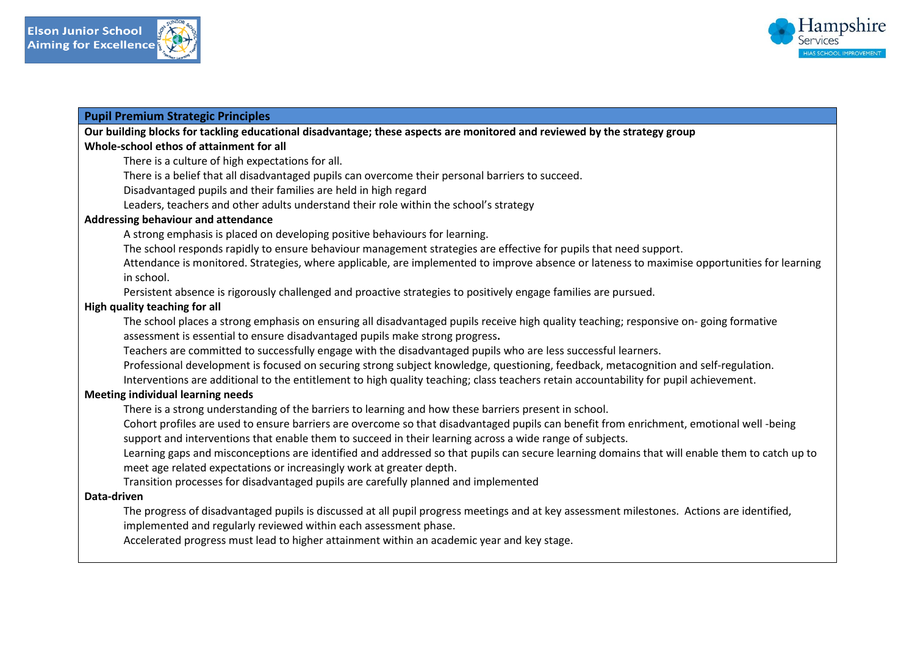## Pupil Premium Strategic Principles

**Our building blocks for tackling educational disadvantage; these aspects are monitored and reviewed by the strategy group**

**Whole-school ethos of attainment for all**

- There is a culture of high expectations for all.
- There is a belief that all disadvantaged pupils can overcome their personal barriers to succeed.
- Disadvantaged pupils and their families are held in high regard
- Leaders, teachers and other adults understand their role within the school's strategy

**Addressing behaviour and attendance**

- A strong emphasis is placed on developing positive behaviours for learning.
- The school responds rapidly to ensure behaviour management strategies are effective for pupils that need support.
- Attendance is monitored. Strategies, where applicable, are implemented to improve absence or lateness to maximise opportunities for learning in school.
- Persistent absence is rigorously challenged and proactive strategies to positively engage families are pursued.

**High quality teaching for all**

- The school places a strong emphasis on ensuring all disadvantaged pupils receive high quality teaching; responsive on- going formative assessment is essential to ensure disadvantaged pupils make strong progress**.**
- Teachers are committed to successfully engage with the disadvantaged pupils who are less successful learners.
- Professional development is focused on securing strong subject knowledge, questioning, feedback, metacognition and self-regulation.
- Interventions are additional to the entitlement to high quality teaching; class teachers retain accountability for pupil achievement.

**Meeting individual learning needs**

- There is a strong understanding of the barriers to learning and how these barriers present in school.
- Cohort profiles are used to ensure barriers are overcome so that disadvantaged pupils can benefit from enrichment, emotional well -being support and interventions that enable them to succeed in their learning across a wide range of subjects.
- Learning gaps and misconceptions are identified and addressed so that pupils can secure learning domains that will enable them to catch up to meet age related expectations or increasingly work at greater depth.
- Transition processes for disadvantaged pupils are carefully planned and implemented

**Data-driven**

- The progress of disadvantaged pupils is discussed at all pupil progress meetings and at key assessment milestones. Actions are identified, implemented and regularly reviewed within each assessment phase.
- Accelerated progress must lead to higher attainment within an academic year and key stage.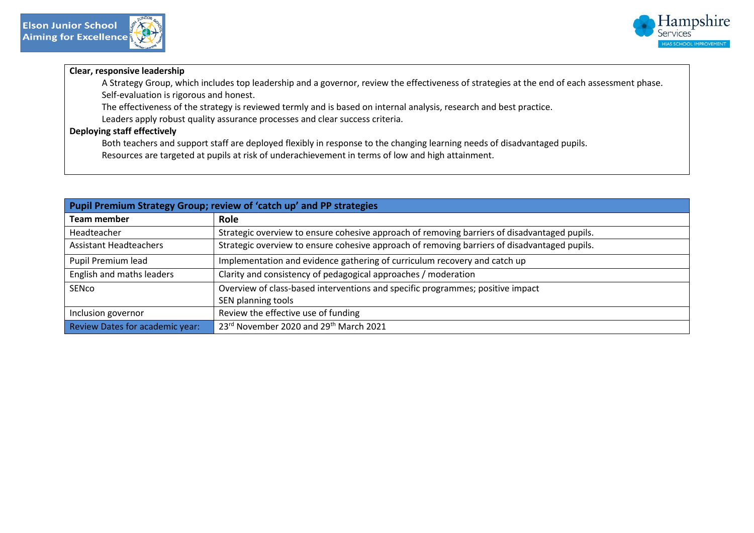**Clear, responsive leadership**

A Strategy Group, which includes top leadership and a governor, review the effectiveness of strategies at the end of each assessment phase.

Self-evaluation is rigorous and honest.

The effectiveness of the strategy is reviewed termly and is based on internal analysis, research and best practice.

Leaders apply robust quality assurance processes and clear success criteria.

**Deploying staff effectively**

Both teachers and support staff are deployed flexibly in response to the changing learning needs of disadvantaged pupils.

Resources are targeted at pupils at risk of underachievement in terms of low and high attainment.

| **Pupil Premium Strategy Group; review of 'catch up' and PP strategies** | |
|---|---|
| **Team member** | **Role** |
| Headteacher | Strategic overview to ensure cohesive approach of removing barriers of disadvantaged pupils. |
| Assistant Headteachers | Strategic overview to ensure cohesive approach of removing barriers of disadvantaged pupils. |
| Pupil Premium lead | Implementation and evidence gathering of curriculum recovery and catch up |
| English and maths leaders | Clarity and consistency of pedagogical approaches / moderation |
| SENco | Overview of class-based interventions and specific programmes; positive impact<br>SEN planning tools |
| Inclusion governor | Review the effective use of funding |
| Review Dates for academic year: | 23rd November 2020 and 29th March 2021 |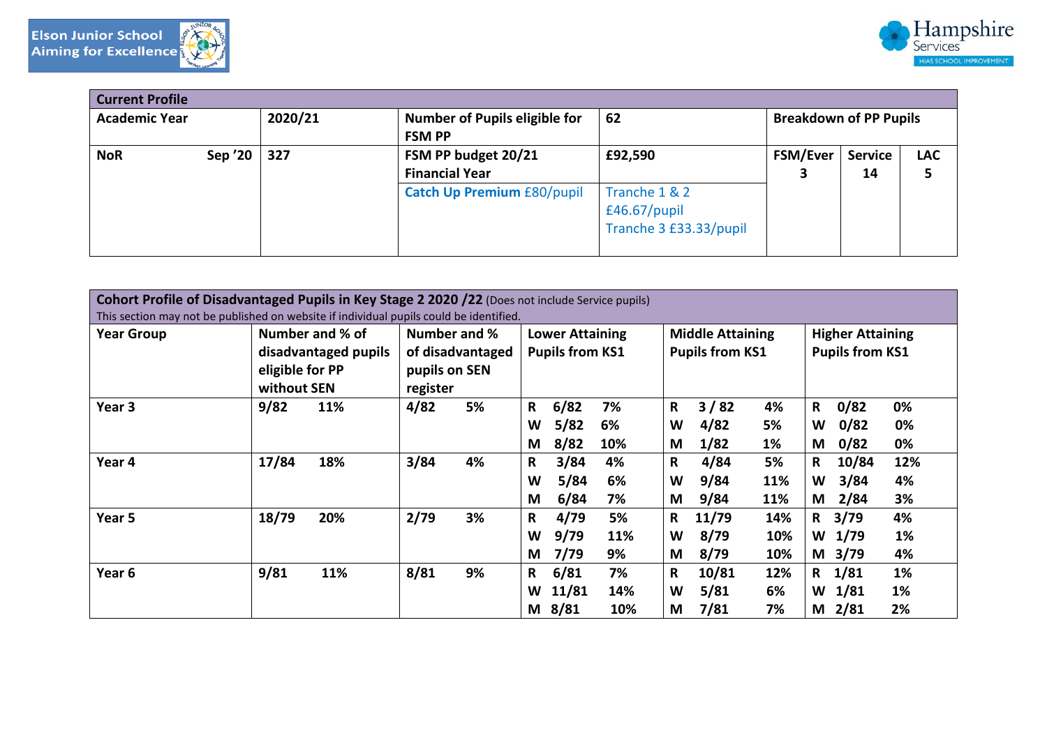| Current Profile | | | | | | |
|---|---|---|---|---|---|---|
| **Academic Year** | **2020/21** | **Number of Pupils eligible for FSM PP** | **62** | **Breakdown of PP Pupils** | | |
| **NoR Sep '20** | **327** | **FSM PP budget 20/21 Financial Year** | **£92,590** | **FSM/Ever 3** | **Service 14** | **LAC 5** |
| | | **Catch Up Premium** £80/pupil | Tranche 1 & 2 £46.67/pupil Tranche 3 £33.33/pupil | | | |

**Cohort Profile of Disadvantaged Pupils in Key Stage 2 2020 /22** (Does not include Service pupils)
This section may not be published on website if individual pupils could be identified.

| Year Group | Number and % of disadvantaged pupils eligible for PP without SEN | Number and % of disadvantaged pupils on SEN register | Lower Attaining Pupils from KS1 | Middle Attaining Pupils from KS1 | Higher Attaining Pupils from KS1 |
|---|---|---|---|---|---|
| Year 3 | 9/82 11% | 4/82 5% | R 6/82 7%<br>W 5/82 6%<br>M 8/82 10% | R 3 / 82 4%<br>W 4/82 5%<br>M 1/82 1% | R 0/82 0%<br>W 0/82 0%<br>M 0/82 0% |
| Year 4 | 17/84 18% | 3/84 4% | R 3/84 4%<br>W 5/84 6%<br>M 6/84 7% | R 4/84 5%<br>W 9/84 11%<br>M 9/84 11% | R 10/84 12%<br>W 3/84 4%<br>M 2/84 3% |
| Year 5 | 18/79 20% | 2/79 3% | R 4/79 5%<br>W 9/79 11%<br>M 7/79 9% | R 11/79 14%<br>W 8/79 10%<br>M 8/79 10% | R 3/79 4%<br>W 1/79 1%<br>M 3/79 4% |
| Year 6 | 9/81 11% | 8/81 9% | R 6/81 7%<br>W 11/81 14%<br>M 8/81 10% | R 10/81 12%<br>W 5/81 6%<br>M 7/81 7% | R 1/81 1%<br>W 1/81 1%<br>M 2/81 2% |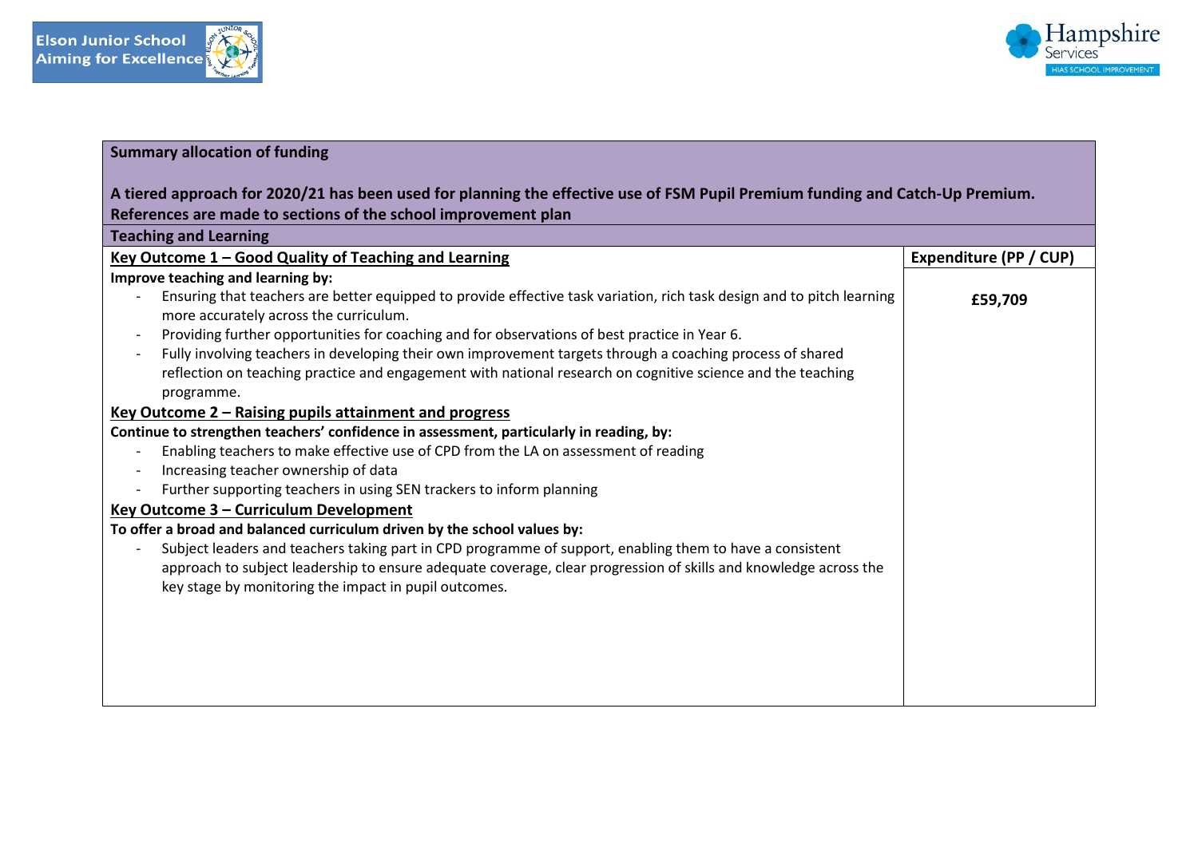**Summary allocation of funding**

**A tiered approach for 2020/21 has been used for planning the effective use of FSM Pupil Premium funding and Catch-Up Premium. References are made to sections of the school improvement plan**

**Teaching and Learning**

| Key Outcome | Expenditure (PP / CUP) |
|---|---|
| <u>**Key Outcome 1 – Good Quality of Teaching and Learning**</u><br>**Improve teaching and learning by:**<br>- Ensuring that teachers are better equipped to provide effective task variation, rich task design and to pitch learning more accurately across the curriculum.<br>- Providing further opportunities for coaching and for observations of best practice in Year 6.<br>- Fully involving teachers in developing their own improvement targets through a coaching process of shared reflection on teaching practice and engagement with national research on cognitive science and the teaching programme.<br><u>**Key Outcome 2 – Raising pupils attainment and progress**</u><br>**Continue to strengthen teachers' confidence in assessment, particularly in reading, by:**<br>- Enabling teachers to make effective use of CPD from the LA on assessment of reading<br>- Increasing teacher ownership of data<br>- Further supporting teachers in using SEN trackers to inform planning<br><u>**Key Outcome 3 – Curriculum Development**</u><br>**To offer a broad and balanced curriculum driven by the school values by:**<br>- Subject leaders and teachers taking part in CPD programme of support, enabling them to have a consistent approach to subject leadership to ensure adequate coverage, clear progression of skills and knowledge across the key stage by monitoring the impact in pupil outcomes. | **£59,709** |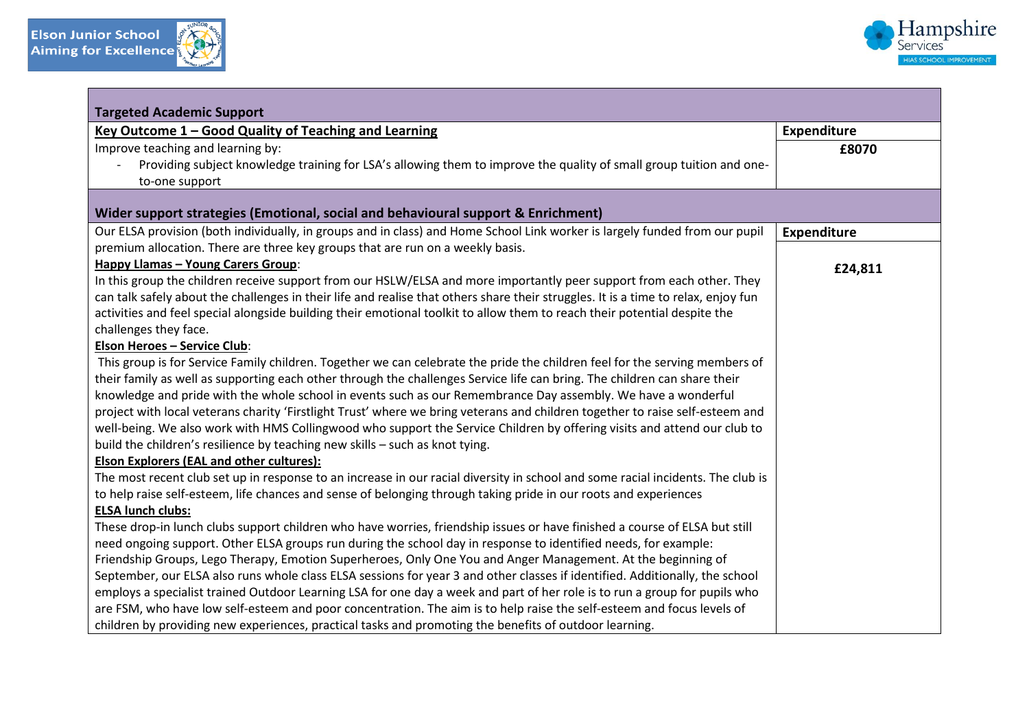| Targeted Academic Support | |
|---|---|
| **<u>Key Outcome 1 – Good Quality of Teaching and Learning</u>** | **Expenditure** |
| Improve teaching and learning by:<br>- Providing subject knowledge training for LSA's allowing them to improve the quality of small group tuition and one-to-one support | **£8070** |

| Wider support strategies (Emotional, social and behavioural support & Enrichment) | |
|---|---|
| Our ELSA provision (both individually, in groups and in class) and Home School Link worker is largely funded from our pupil premium allocation. There are three key groups that are run on a weekly basis.<br>**<u>Happy Llamas – Young Carers Group</u>**:<br>In this group the children receive support from our HSLW/ELSA and more importantly peer support from each other. They can talk safely about the challenges in their life and realise that others share their struggles. It is a time to relax, enjoy fun activities and feel special alongside building their emotional toolkit to allow them to reach their potential despite the challenges they face.<br>**<u>Elson Heroes – Service Club</u>**:<br>This group is for Service Family children. Together we can celebrate the pride the children feel for the serving members of their family as well as supporting each other through the challenges Service life can bring. The children can share their knowledge and pride with the whole school in events such as our Remembrance Day assembly. We have a wonderful project with local veterans charity 'Firstlight Trust' where we bring veterans and children together to raise self-esteem and well-being. We also work with HMS Collingwood who support the Service Children by offering visits and attend our club to build the children's resilience by teaching new skills – such as knot tying.<br>**<u>Elson Explorers (EAL and other cultures):</u>**<br>The most recent club set up in response to an increase in our racial diversity in school and some racial incidents. The club is to help raise self-esteem, life chances and sense of belonging through taking pride in our roots and experiences<br>**<u>ELSA lunch clubs:</u>**<br>These drop-in lunch clubs support children who have worries, friendship issues or have finished a course of ELSA but still need ongoing support. Other ELSA groups run during the school day in response to identified needs, for example: Friendship Groups, Lego Therapy, Emotion Superheroes, Only One You and Anger Management. At the beginning of September, our ELSA also runs whole class ELSA sessions for year 3 and other classes if identified. Additionally, the school employs a specialist trained Outdoor Learning LSA for one day a week and part of her role is to run a group for pupils who are FSM, who have low self-esteem and poor concentration. The aim is to help raise the self-esteem and focus levels of children by providing new experiences, practical tasks and promoting the benefits of outdoor learning. | **Expenditure**<br><br>**£24,811** |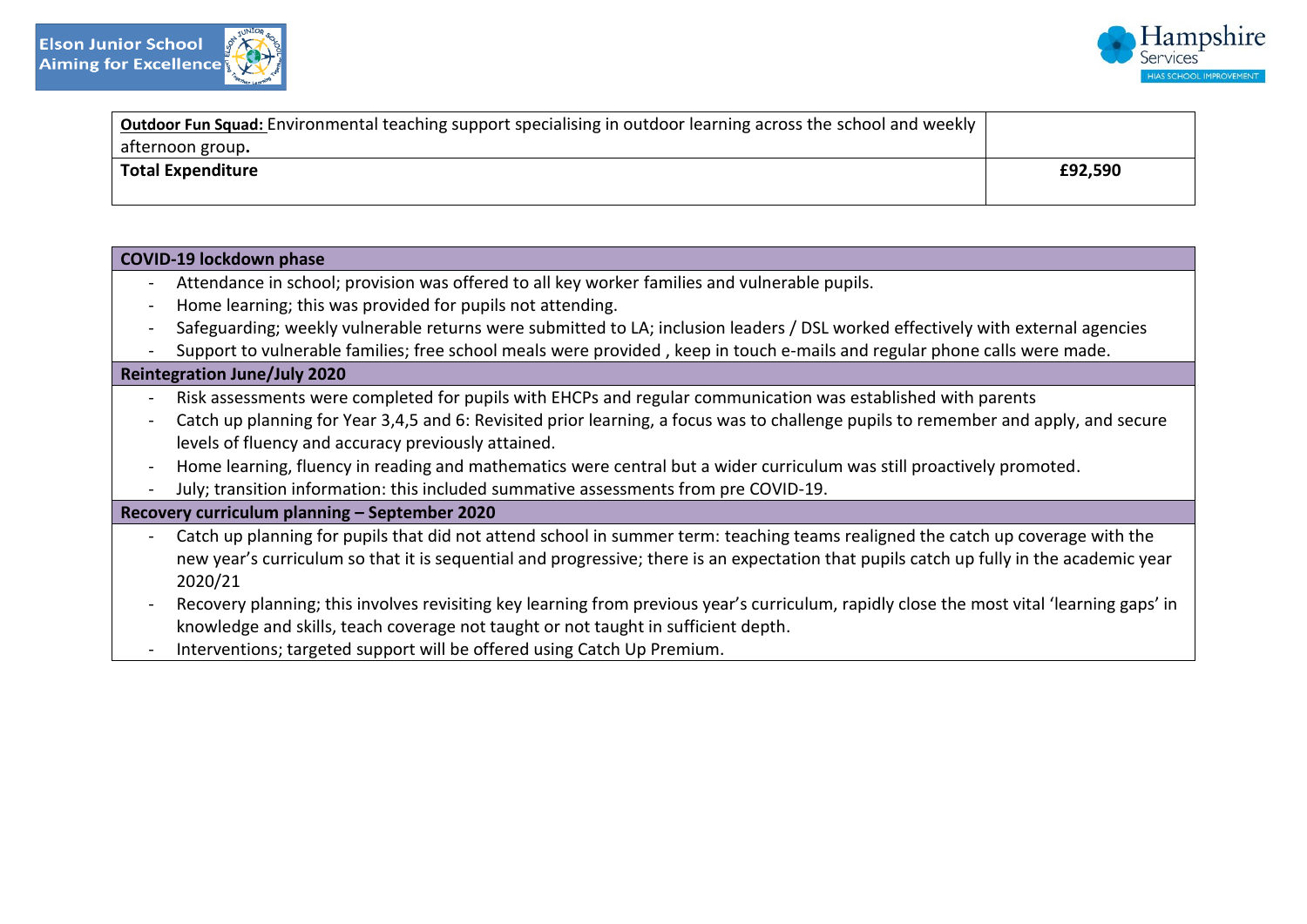| | |
|---|---|
| **Outdoor Fun Squad:** Environmental teaching support specialising in outdoor learning across the school and weekly afternoon group**.** | |
| **Total Expenditure** | **£92,590** |

**COVID-19 lockdown phase**

- Attendance in school; provision was offered to all key worker families and vulnerable pupils.
- Home learning; this was provided for pupils not attending.
- Safeguarding; weekly vulnerable returns were submitted to LA; inclusion leaders / DSL worked effectively with external agencies
- Support to vulnerable families; free school meals were provided , keep in touch e-mails and regular phone calls were made.

**Reintegration June/July 2020**

- Risk assessments were completed for pupils with EHCPs and regular communication was established with parents
- Catch up planning for Year 3,4,5 and 6: Revisited prior learning, a focus was to challenge pupils to remember and apply, and secure levels of fluency and accuracy previously attained.
- Home learning, fluency in reading and mathematics were central but a wider curriculum was still proactively promoted.
- July; transition information: this included summative assessments from pre COVID-19.

**Recovery curriculum planning – September 2020**

- Catch up planning for pupils that did not attend school in summer term: teaching teams realigned the catch up coverage with the new year's curriculum so that it is sequential and progressive; there is an expectation that pupils catch up fully in the academic year 2020/21
- Recovery planning; this involves revisiting key learning from previous year's curriculum, rapidly close the most vital 'learning gaps' in knowledge and skills, teach coverage not taught or not taught in sufficient depth.
- Interventions; targeted support will be offered using Catch Up Premium.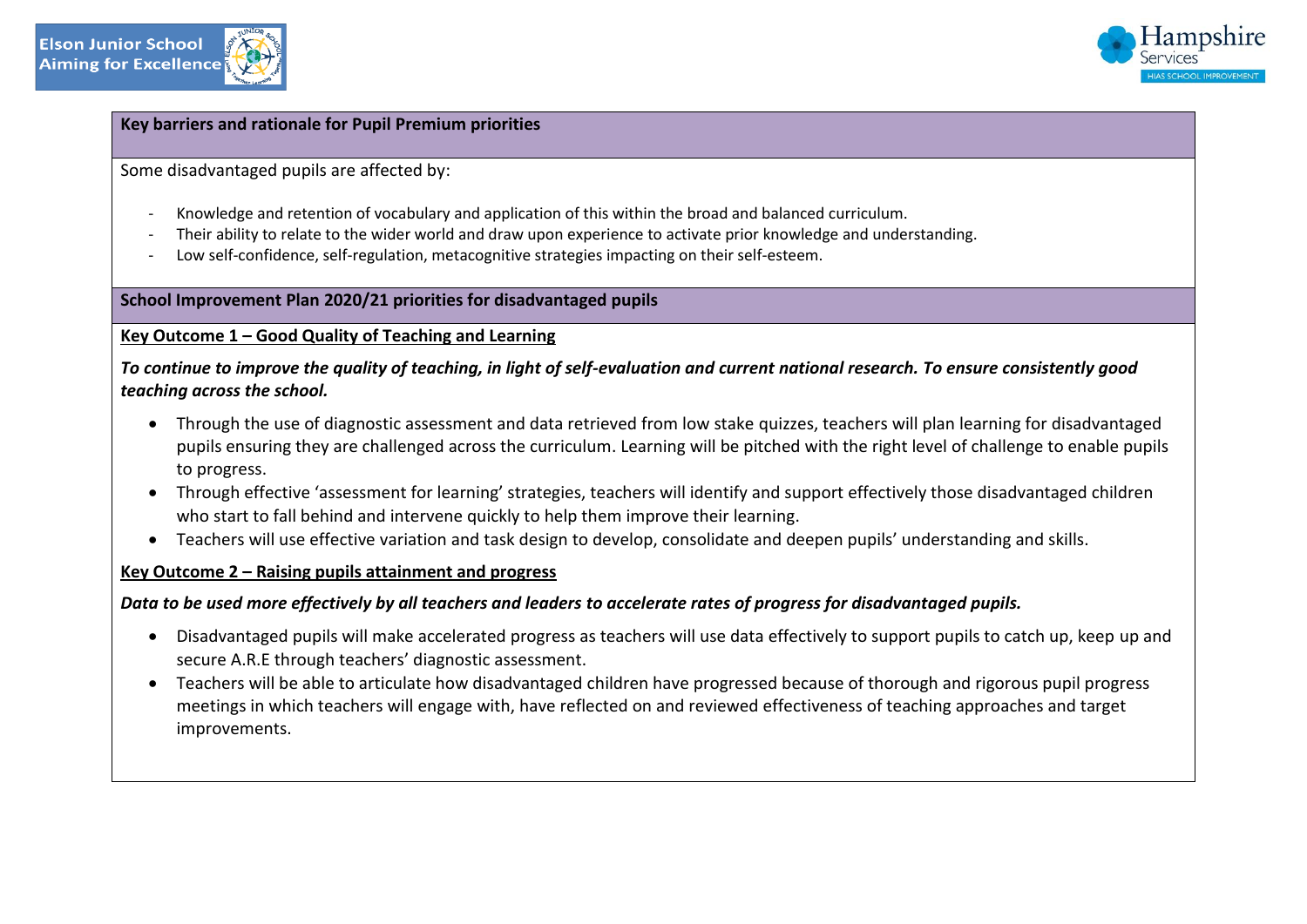**Key barriers and rationale for Pupil Premium priorities**

Some disadvantaged pupils are affected by:

- Knowledge and retention of vocabulary and application of this within the broad and balanced curriculum.
- Their ability to relate to the wider world and draw upon experience to activate prior knowledge and understanding.
- Low self-confidence, self-regulation, metacognitive strategies impacting on their self-esteem.

**School Improvement Plan 2020/21 priorities for disadvantaged pupils**

**Key Outcome 1 – Good Quality of Teaching and Learning**

***To continue to improve the quality of teaching, in light of self-evaluation and current national research. To ensure consistently good teaching across the school.***

- Through the use of diagnostic assessment and data retrieved from low stake quizzes, teachers will plan learning for disadvantaged pupils ensuring they are challenged across the curriculum. Learning will be pitched with the right level of challenge to enable pupils to progress.
- Through effective 'assessment for learning' strategies, teachers will identify and support effectively those disadvantaged children who start to fall behind and intervene quickly to help them improve their learning.
- Teachers will use effective variation and task design to develop, consolidate and deepen pupils' understanding and skills.

**Key Outcome 2 – Raising pupils attainment and progress**

***Data to be used more effectively by all teachers and leaders to accelerate rates of progress for disadvantaged pupils.***

- Disadvantaged pupils will make accelerated progress as teachers will use data effectively to support pupils to catch up, keep up and secure A.R.E through teachers' diagnostic assessment.
- Teachers will be able to articulate how disadvantaged children have progressed because of thorough and rigorous pupil progress meetings in which teachers will engage with, have reflected on and reviewed effectiveness of teaching approaches and target improvements.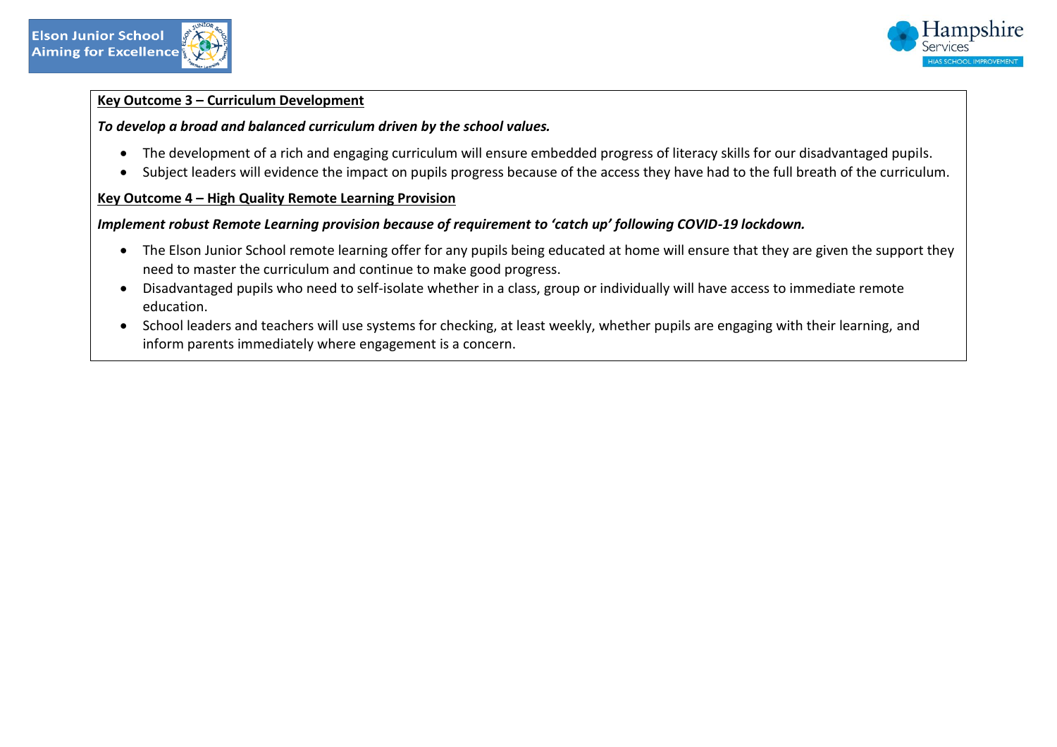**Key Outcome 3 – Curriculum Development**

***To develop a broad and balanced curriculum driven by the school values.***

- The development of a rich and engaging curriculum will ensure embedded progress of literacy skills for our disadvantaged pupils.
- Subject leaders will evidence the impact on pupils progress because of the access they have had to the full breath of the curriculum.

**Key Outcome 4 – High Quality Remote Learning Provision**

***Implement robust Remote Learning provision because of requirement to 'catch up' following COVID-19 lockdown.***

- The Elson Junior School remote learning offer for any pupils being educated at home will ensure that they are given the support they need to master the curriculum and continue to make good progress.
- Disadvantaged pupils who need to self-isolate whether in a class, group or individually will have access to immediate remote education.
- School leaders and teachers will use systems for checking, at least weekly, whether pupils are engaging with their learning, and inform parents immediately where engagement is a concern.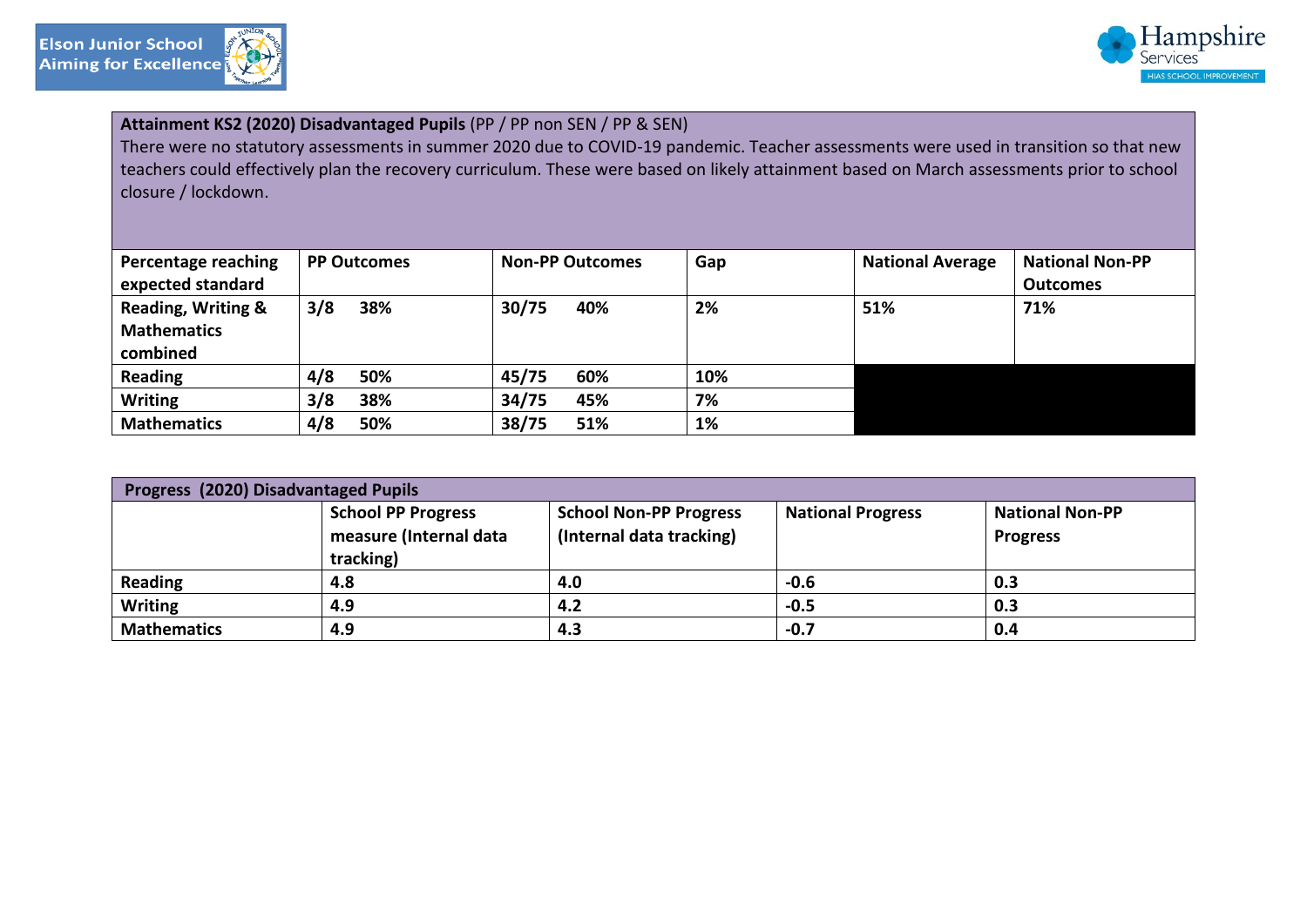**Attainment KS2 (2020) Disadvantaged Pupils** (PP / PP non SEN / PP & SEN)

There were no statutory assessments in summer 2020 due to COVID-19 pandemic. Teacher assessments were used in transition so that new teachers could effectively plan the recovery curriculum. These were based on likely attainment based on March assessments prior to school closure / lockdown.

| Percentage reaching expected standard | PP Outcomes | Non-PP Outcomes | Gap | National Average | National Non-PP Outcomes |
|---|---|---|---|---|---|
| Reading, Writing & Mathematics combined | 3/8 38% | 30/75 40% | 2% | 51% | 71% |
| Reading | 4/8 50% | 45/75 60% | 10% | | |
| Writing | 3/8 38% | 34/75 45% | 7% | | |
| Mathematics | 4/8 50% | 38/75 51% | 1% | | |

**Progress (2020) Disadvantaged Pupils**

| | School PP Progress measure (Internal data tracking) | School Non-PP Progress (Internal data tracking) | National Progress | National Non-PP Progress |
|---|---|---|---|---|
| Reading | 4.8 | 4.0 | -0.6 | 0.3 |
| Writing | 4.9 | 4.2 | -0.5 | 0.3 |
| Mathematics | 4.9 | 4.3 | -0.7 | 0.4 |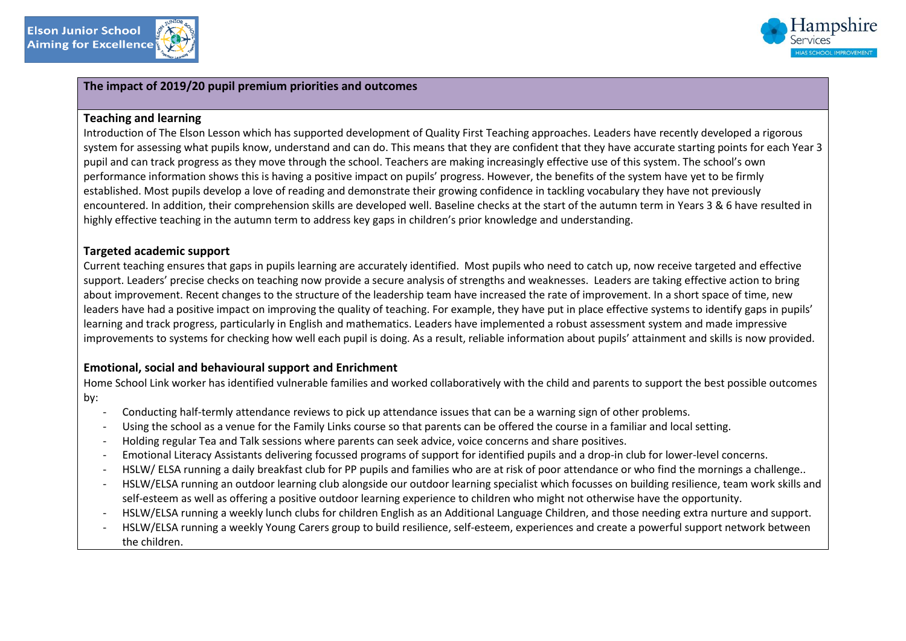## The impact of 2019/20 pupil premium priorities and outcomes

### Teaching and learning

Introduction of The Elson Lesson which has supported development of Quality First Teaching approaches. Leaders have recently developed a rigorous system for assessing what pupils know, understand and can do. This means that they are confident that they have accurate starting points for each Year 3 pupil and can track progress as they move through the school. Teachers are making increasingly effective use of this system. The school's own performance information shows this is having a positive impact on pupils' progress. However, the benefits of the system have yet to be firmly established. Most pupils develop a love of reading and demonstrate their growing confidence in tackling vocabulary they have not previously encountered. In addition, their comprehension skills are developed well. Baseline checks at the start of the autumn term in Years 3 & 6 have resulted in highly effective teaching in the autumn term to address key gaps in children's prior knowledge and understanding.

### Targeted academic support

Current teaching ensures that gaps in pupils learning are accurately identified. Most pupils who need to catch up, now receive targeted and effective support. Leaders' precise checks on teaching now provide a secure analysis of strengths and weaknesses. Leaders are taking effective action to bring about improvement. Recent changes to the structure of the leadership team have increased the rate of improvement. In a short space of time, new leaders have had a positive impact on improving the quality of teaching. For example, they have put in place effective systems to identify gaps in pupils' learning and track progress, particularly in English and mathematics. Leaders have implemented a robust assessment system and made impressive improvements to systems for checking how well each pupil is doing. As a result, reliable information about pupils' attainment and skills is now provided.

### Emotional, social and behavioural support and Enrichment

Home School Link worker has identified vulnerable families and worked collaboratively with the child and parents to support the best possible outcomes by:

- Conducting half-termly attendance reviews to pick up attendance issues that can be a warning sign of other problems.
- Using the school as a venue for the Family Links course so that parents can be offered the course in a familiar and local setting.
- Holding regular Tea and Talk sessions where parents can seek advice, voice concerns and share positives.
- Emotional Literacy Assistants delivering focussed programs of support for identified pupils and a drop-in club for lower-level concerns.
- HSLW/ ELSA running a daily breakfast club for PP pupils and families who are at risk of poor attendance or who find the mornings a challenge..
- HSLW/ELSA running an outdoor learning club alongside our outdoor learning specialist which focusses on building resilience, team work skills and self-esteem as well as offering a positive outdoor learning experience to children who might not otherwise have the opportunity.
- HSLW/ELSA running a weekly lunch clubs for children English as an Additional Language Children, and those needing extra nurture and support.
- HSLW/ELSA running a weekly Young Carers group to build resilience, self-esteem, experiences and create a powerful support network between the children.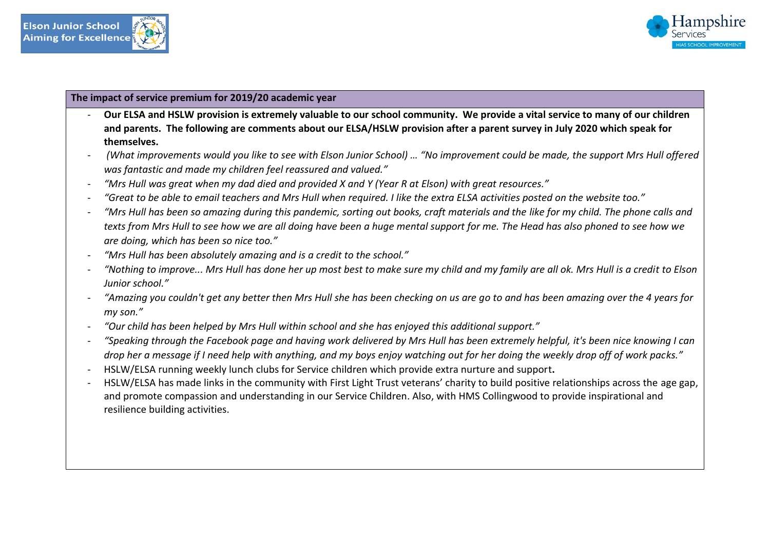| The impact of service premium for 2019/20 academic year |
|---|
| - **Our ELSA and HSLW provision is extremely valuable to our school community. We provide a vital service to many of our children and parents. The following are comments about our ELSA/HSLW provision after a parent survey in July 2020 which speak for themselves.**<br>- *(What improvements would you like to see with Elson Junior School) … "No improvement could be made, the support Mrs Hull offered was fantastic and made my children feel reassured and valued."*<br>- *"Mrs Hull was great when my dad died and provided X and Y (Year R at Elson) with great resources."*<br>- *"Great to be able to email teachers and Mrs Hull when required. I like the extra ELSA activities posted on the website too."*<br>- *"Mrs Hull has been so amazing during this pandemic, sorting out books, craft materials and the like for my child. The phone calls and texts from Mrs Hull to see how we are all doing have been a huge mental support for me. The Head has also phoned to see how we are doing, which has been so nice too."*<br>- *"Mrs Hull has been absolutely amazing and is a credit to the school."*<br>- *"Nothing to improve... Mrs Hull has done her up most best to make sure my child and my family are all ok. Mrs Hull is a credit to Elson Junior school."*<br>- *"Amazing you couldn't get any better then Mrs Hull she has been checking on us are go to and has been amazing over the 4 years for my son."*<br>- *"Our child has been helped by Mrs Hull within school and she has enjoyed this additional support."*<br>- *"Speaking through the Facebook page and having work delivered by Mrs Hull has been extremely helpful, it's been nice knowing I can drop her a message if I need help with anything, and my boys enjoy watching out for her doing the weekly drop off of work packs."*<br>- HSLW/ELSA running weekly lunch clubs for Service children which provide extra nurture and support**.**<br>- HSLW/ELSA has made links in the community with First Light Trust veterans' charity to build positive relationships across the age gap, and promote compassion and understanding in our Service Children. Also, with HMS Collingwood to provide inspirational and resilience building activities. |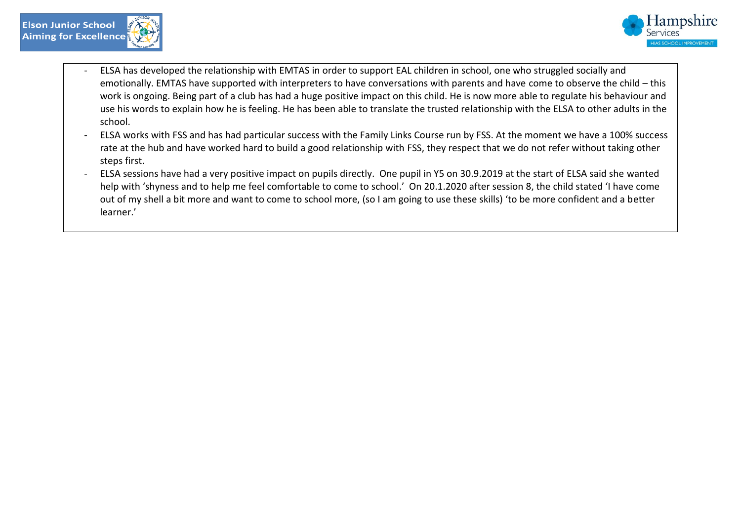- ELSA has developed the relationship with EMTAS in order to support EAL children in school, one who struggled socially and emotionally. EMTAS have supported with interpreters to have conversations with parents and have come to observe the child – this work is ongoing. Being part of a club has had a huge positive impact on this child. He is now more able to regulate his behaviour and use his words to explain how he is feeling. He has been able to translate the trusted relationship with the ELSA to other adults in the school.
- ELSA works with FSS and has had particular success with the Family Links Course run by FSS. At the moment we have a 100% success rate at the hub and have worked hard to build a good relationship with FSS, they respect that we do not refer without taking other steps first.
- ELSA sessions have had a very positive impact on pupils directly. One pupil in Y5 on 30.9.2019 at the start of ELSA said she wanted help with 'shyness and to help me feel comfortable to come to school.' On 20.1.2020 after session 8, the child stated 'I have come out of my shell a bit more and want to come to school more, (so I am going to use these skills) 'to be more confident and a better learner.'